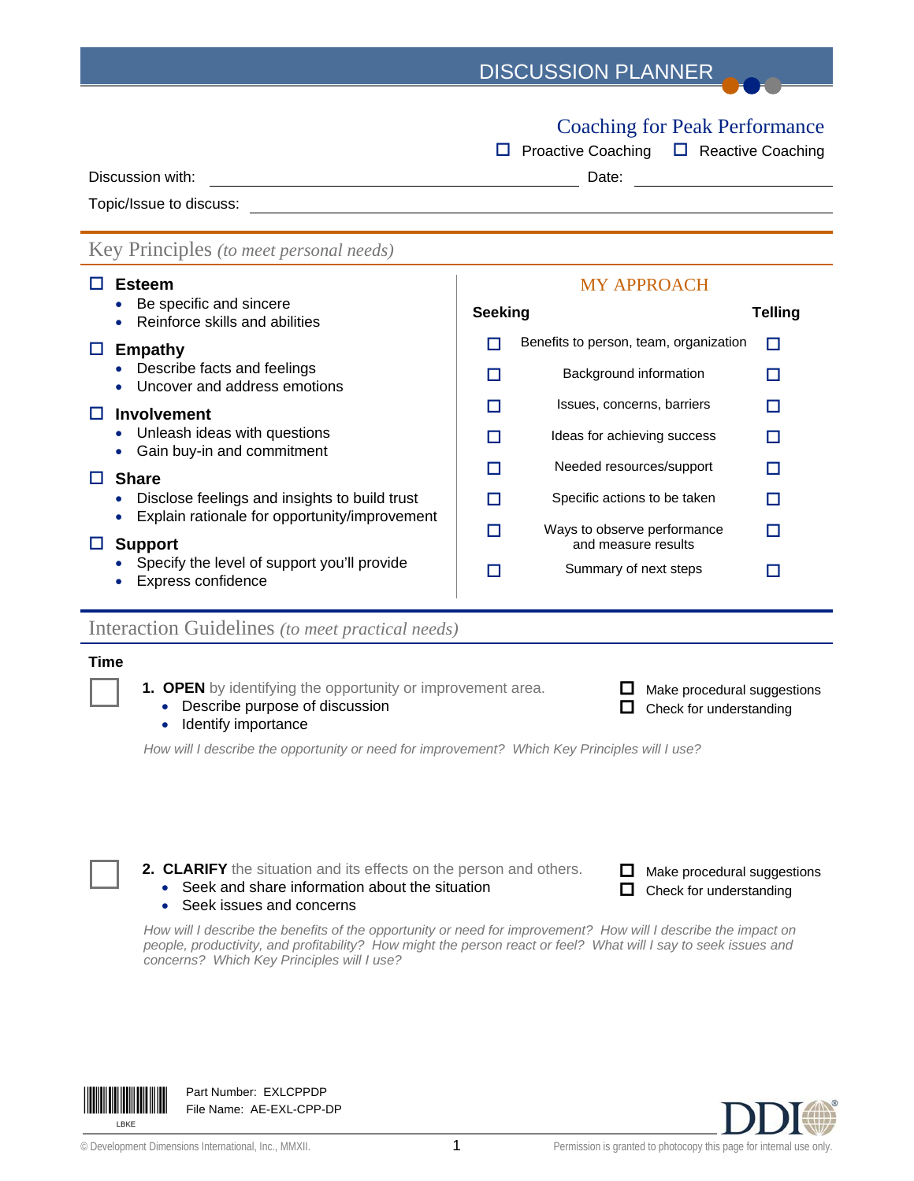# DISCUSSION PLANNER

## Coaching for Peak Performance

☐ Proactive Coaching ☐ Reactive Coaching

Discussion with: ______________________________ Date: ______________

Topic/Issue to discuss: ______________________________________________

## Key Principles *(to meet personal needs)*

☐ **Esteem**
- Be specific and sincere
- Reinforce skills and abilities

☐ **Empathy**
- Describe facts and feelings
- Uncover and address emotions

☐ **Involvement**
- Unleash ideas with questions
- Gain buy-in and commitment

☐ **Share**
- Disclose feelings and insights to build trust
- Explain rationale for opportunity/improvement

☐ **Support**
- Specify the level of support you'll provide
- Express confidence

### MY APPROACH

| Seeking | | Telling |
|---|---|---|
| ☐ | Benefits to person, team, organization | ☐ |
| ☐ | Background information | ☐ |
| ☐ | Issues, concerns, barriers | ☐ |
| ☐ | Ideas for achieving success | ☐ |
| ☐ | Needed resources/support | ☐ |
| ☐ | Specific actions to be taken | ☐ |
| ☐ | Ways to observe performance and measure results | ☐ |
| ☐ | Summary of next steps | ☐ |

## Interaction Guidelines *(to meet practical needs)*

**Time**

☐ **1. OPEN** by identifying the opportunity or improvement area.
- Describe purpose of discussion
- Identify importance

☐ Make procedural suggestions
☐ Check for understanding

*How will I describe the opportunity or need for improvement? Which Key Principles will I use?*

☐ **2. CLARIFY** the situation and its effects on the person and others.
- Seek and share information about the situation
- Seek issues and concerns

☐ Make procedural suggestions
☐ Check for understanding

*How will I describe the benefits of the opportunity or need for improvement? How will I describe the impact on people, productivity, and profitability? How might the person react or feel? What will I say to seek issues and concerns? Which Key Principles will I use?*

Part Number: EXLCPPDP
File Name: AE-EXL-CPP-DP

© Development Dimensions International, Inc., MMXII. Permission is granted to photocopy this page for internal use only.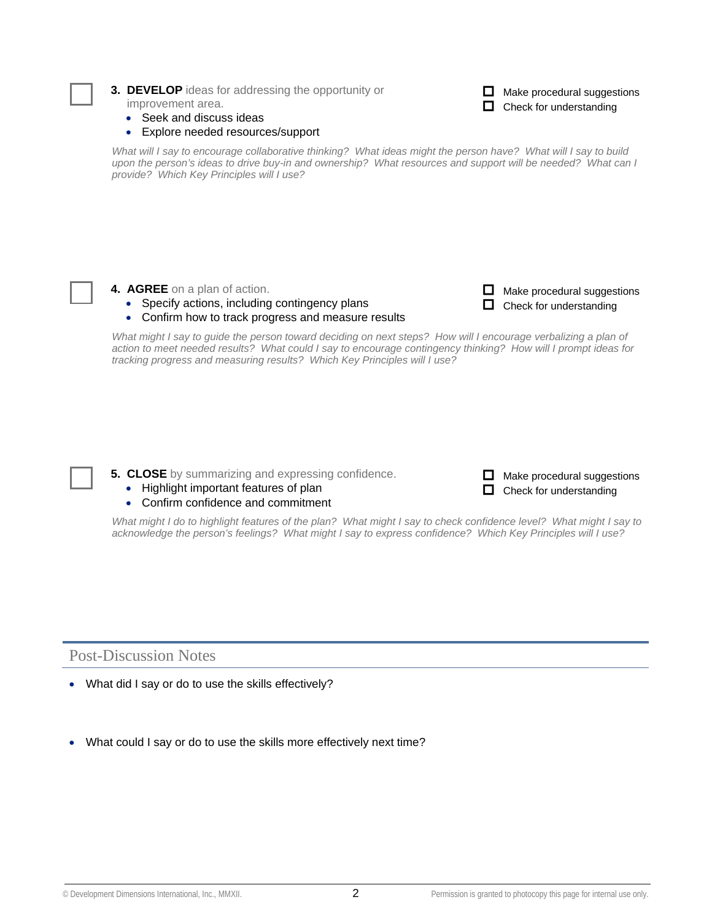☐ **3. DEVELOP** ideas for addressing the opportunity or improvement area.

- Seek and discuss ideas
- Explore needed resources/support

☐ Make procedural suggestions
☐ Check for understanding

*What will I say to encourage collaborative thinking? What ideas might the person have? What will I say to build upon the person's ideas to drive buy-in and ownership? What resources and support will be needed? What can I provide? Which Key Principles will I use?*

☐ **4. AGREE** on a plan of action.

- Specify actions, including contingency plans
- Confirm how to track progress and measure results

☐ Make procedural suggestions
☐ Check for understanding

*What might I say to guide the person toward deciding on next steps? How will I encourage verbalizing a plan of action to meet needed results? What could I say to encourage contingency thinking? How will I prompt ideas for tracking progress and measuring results? Which Key Principles will I use?*

☐ **5. CLOSE** by summarizing and expressing confidence.

- Highlight important features of plan
- Confirm confidence and commitment

☐ Make procedural suggestions
☐ Check for understanding

*What might I do to highlight features of the plan? What might I say to check confidence level? What might I say to acknowledge the person's feelings? What might I say to express confidence? Which Key Principles will I use?*

## Post-Discussion Notes

- What did I say or do to use the skills effectively?

- What could I say or do to use the skills more effectively next time?

© Development Dimensions International, Inc., MMXII. Permission is granted to photocopy this page for internal use only.